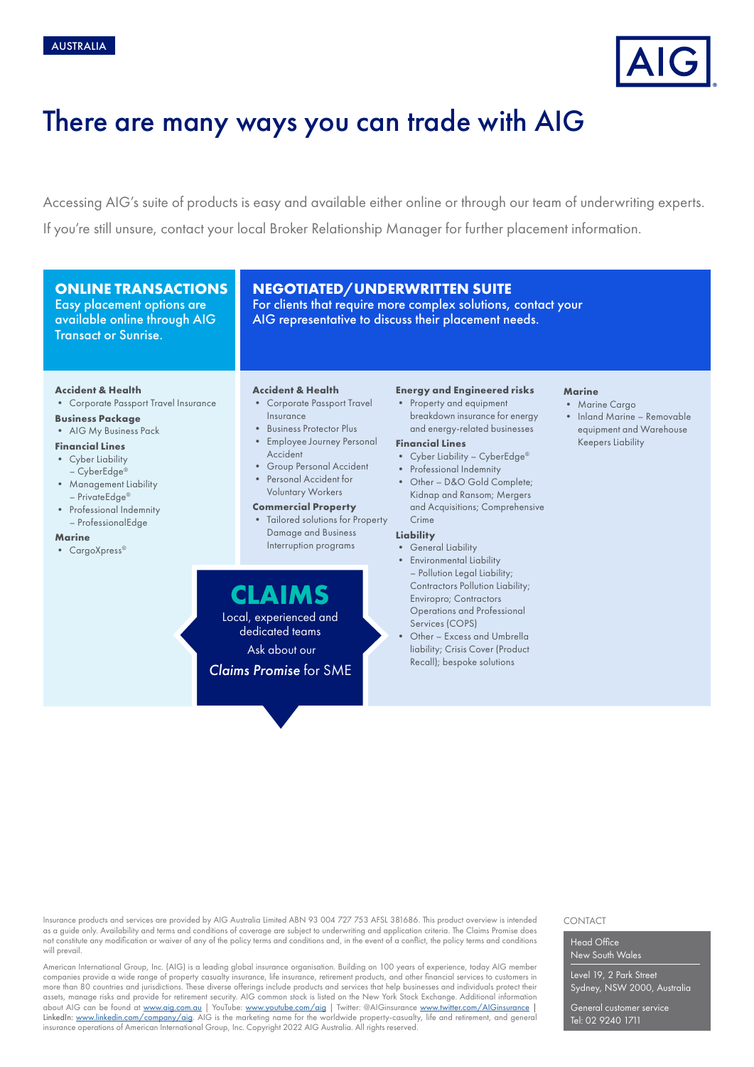AUSTRALIA

AIG

# There are many ways you can trade with AIG

Accessing AIG's suite of products is easy and available either online or through our team of underwriting experts.

If you're still unsure, contact your local Broker Relationship Manager for further placement information.

## ONLINE TRANSACTIONS

Easy placement options are available online through AIG Transact or Sunrise.

**Accident & Health**

- Corporate Passport Travel Insurance

**Business Package**

- AIG My Business Pack

**Financial Lines**

- Cyber Liability – CyberEdge®
- Management Liability – PrivateEdge®
- Professional Indemnity – ProfessionalEdge

**Marine**

- CargoXpress®

## NEGOTIATED/UNDERWRITTEN SUITE

For clients that require more complex solutions, contact your AIG representative to discuss their placement needs.

**Accident & Health**

- Corporate Passport Travel Insurance
- Business Protector Plus
- Employee Journey Personal Accident
- Group Personal Accident
- Personal Accident for Voluntary Workers

**Commercial Property**

- Tailored solutions for Property Damage and Business Interruption programs

**Energy and Engineered risks**

- Property and equipment breakdown insurance for energy and energy-related businesses

**Financial Lines**

- Cyber Liability – CyberEdge®
- Professional Indemnity
- Other – D&O Gold Complete; Kidnap and Ransom; Mergers and Acquisitions; Comprehensive Crime

**Liability**

- General Liability
- Environmental Liability – Pollution Legal Liability; Contractors Pollution Liability; Enviropro; Contractors Operations and Professional Services (COPS)
- Other – Excess and Umbrella liability; Crisis Cover (Product Recall); bespoke solutions

**Marine**

- Marine Cargo
- Inland Marine – Removable equipment and Warehouse Keepers Liability

## CLAIMS

Local, experienced and dedicated teams

Ask about our

*Claims Promise* for SME

Insurance products and services are provided by AIG Australia Limited ABN 93 004 727 753 AFSL 381686. This product overview is intended as a guide only. Availability and terms and conditions of coverage are subject to underwriting and application criteria. The Claims Promise does not constitute any modification or waiver of any of the policy terms and conditions and, in the event of a conflict, the policy terms and conditions will prevail.

American International Group, Inc. (AIG) is a leading global insurance organisation. Building on 100 years of experience, today AIG member companies provide a wide range of property casualty insurance, life insurance, retirement products, and other financial services to customers in more than 80 countries and jurisdictions. These diverse offerings include products and services that help businesses and individuals protect their assets, manage risks and provide for retirement security. AIG common stock is listed on the New York Stock Exchange. Additional information about AIG can be found at www.aig.com.au | YouTube: www.youtube.com/aig | Twitter: @AIGinsurance www.twitter.com/AIGinsurance | LinkedIn: www.linkedin.com/company/aig. AIG is the marketing name for the worldwide property-casualty, life and retirement, and general insurance operations of American International Group, Inc. Copyright 2022 AIG Australia. All rights reserved.

CONTACT

Head Office
New South Wales

Level 19, 2 Park Street
Sydney, NSW 2000, Australia

General customer service
Tel: 02 9240 1711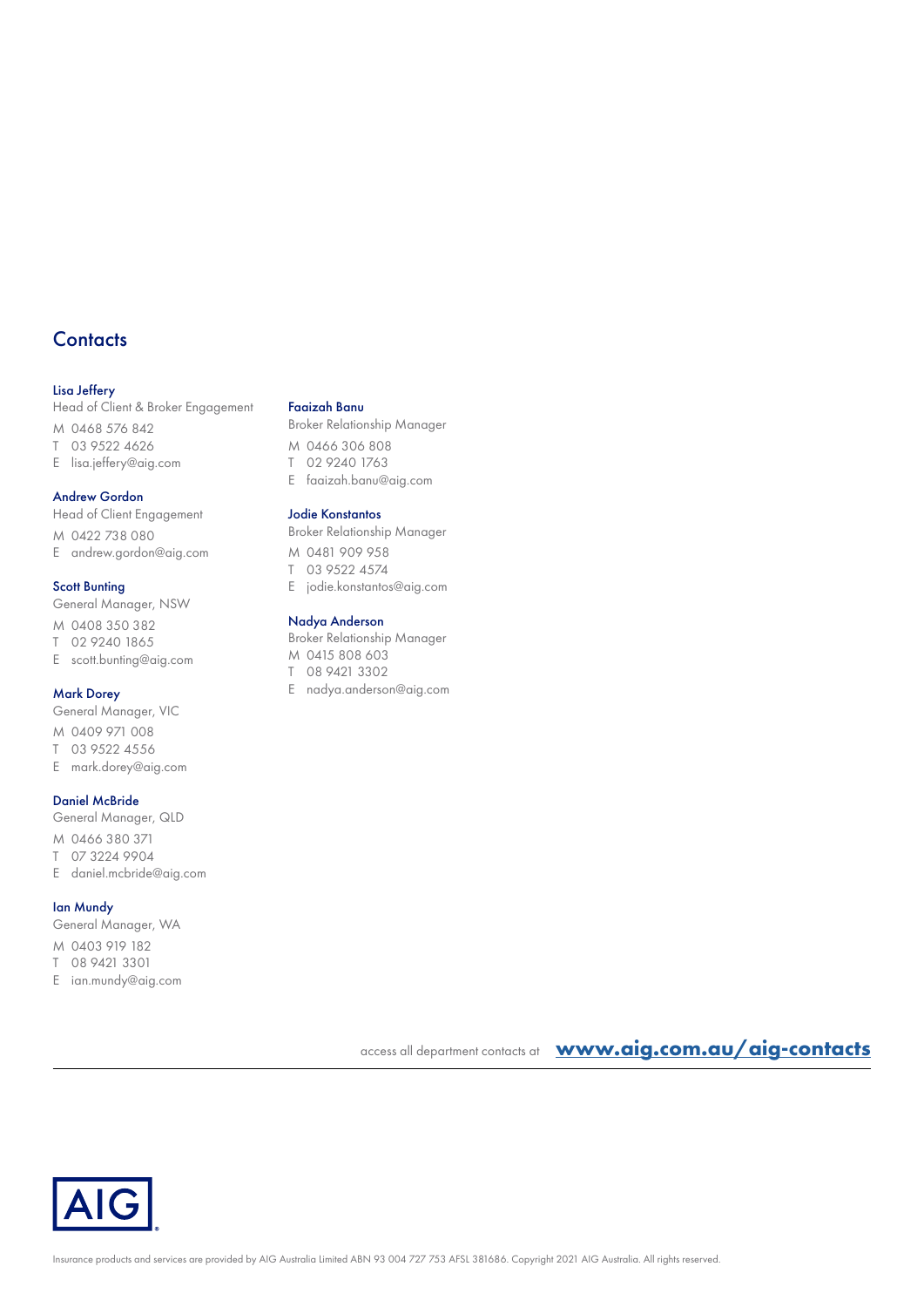## Contacts

**Lisa Jeffery**
Head of Client & Broker Engagement
M 0468 576 842
T 03 9522 4626
E lisa.jeffery@aig.com

**Andrew Gordon**
Head of Client Engagement
M 0422 738 080
E andrew.gordon@aig.com

**Scott Bunting**
General Manager, NSW
M 0408 350 382
T 02 9240 1865
E scott.bunting@aig.com

**Mark Dorey**
General Manager, VIC
M 0409 971 008
T 03 9522 4556
E mark.dorey@aig.com

**Daniel McBride**
General Manager, QLD
M 0466 380 371
T 07 3224 9904
E daniel.mcbride@aig.com

**Ian Mundy**
General Manager, WA
M 0403 919 182
T 08 9421 3301
E ian.mundy@aig.com

**Faaizah Banu**
Broker Relationship Manager
M 0466 306 808
T 02 9240 1763
E faaizah.banu@aig.com

**Jodie Konstantos**
Broker Relationship Manager
M 0481 909 958
T 03 9522 4574
E jodie.konstantos@aig.com

**Nadya Anderson**
Broker Relationship Manager
M 0415 808 603
T 08 9421 3302
E nadya.anderson@aig.com

access all department contacts at **www.aig.com.au/aig-contacts**

AIG

Insurance products and services are provided by AIG Australia Limited ABN 93 004 727 753 AFSL 381686. Copyright 2021 AIG Australia. All rights reserved.